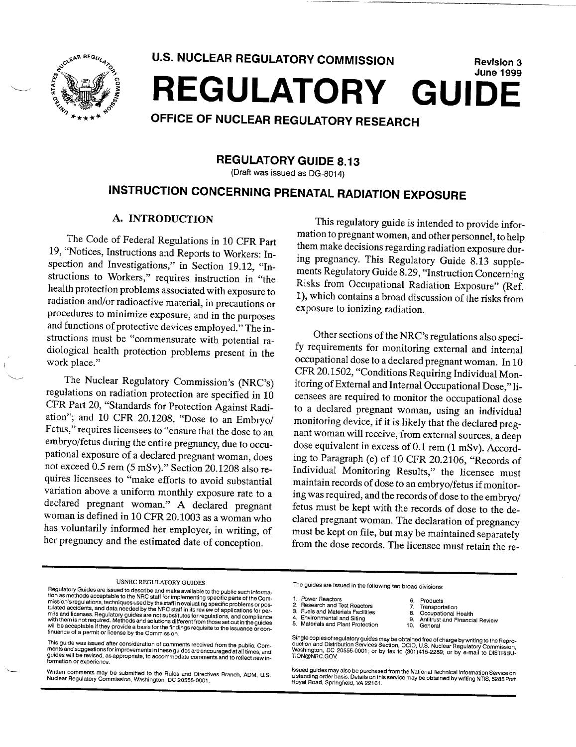# U.S. NUCLEAR REGULATORY COMMISSION

**Revision 3**
**June 1999**

# REGULATORY GUIDE

**OFFICE OF NUCLEAR REGULATORY RESEARCH**

## REGULATORY GUIDE 8.13

(Draft was issued as DG-8014)

## INSTRUCTION CONCERNING PRENATAL RADIATION EXPOSURE

### A. INTRODUCTION

The Code of Federal Regulations in 10 CFR Part 19, "Notices, Instructions and Reports to Workers: Inspection and Investigations," in Section 19.12, "Instructions to Workers," requires instruction in "the health protection problems associated with exposure to radiation and/or radioactive material, in precautions or procedures to minimize exposure, and in the purposes and functions of protective devices employed." The instructions must be "commensurate with potential radiological health protection problems present in the work place."

The Nuclear Regulatory Commission's (NRC's) regulations on radiation protection are specified in 10 CFR Part 20, "Standards for Protection Against Radiation"; and 10 CFR 20.1208, "Dose to an Embryo/Fetus," requires licensees to "ensure that the dose to an embryo/fetus during the entire pregnancy, due to occupational exposure of a declared pregnant woman, does not exceed 0.5 rem (5 mSv)." Section 20.1208 also requires licensees to "make efforts to avoid substantial variation above a uniform monthly exposure rate to a declared pregnant woman." A declared pregnant woman is defined in 10 CFR 20.1003 as a woman who has voluntarily informed her employer, in writing, of her pregnancy and the estimated date of conception.

This regulatory guide is intended to provide information to pregnant women, and other personnel, to help them make decisions regarding radiation exposure during pregnancy. This Regulatory Guide 8.13 supplements Regulatory Guide 8.29, "Instruction Concerning Risks from Occupational Radiation Exposure" (Ref. 1), which contains a broad discussion of the risks from exposure to ionizing radiation.

Other sections of the NRC's regulations also specify requirements for monitoring external and internal occupational dose to a declared pregnant woman. In 10 CFR 20.1502, "Conditions Requiring Individual Monitoring of External and Internal Occupational Dose," licensees are required to monitor the occupational dose to a declared pregnant woman, using an individual monitoring device, if it is likely that the declared pregnant woman will receive, from external sources, a deep dose equivalent in excess of 0.1 rem (1 mSv). According to Paragraph (e) of 10 CFR 20.2106, "Records of Individual Monitoring Results," the licensee must maintain records of dose to an embryo/fetus if monitoring was required, and the records of dose to the embryo/fetus must be kept with the records of dose to the declared pregnant woman. The declaration of pregnancy must be kept on file, but may be maintained separately from the dose records. The licensee must retain the re-

---

USNRC REGULATORY GUIDES

Regulatory Guides are issued to describe and make available to the public such information as methods acceptable to the NRC staff for implementing specific parts of the Commission's regulations, techniques used by the staff in evaluating specific problems or postulated accidents, and data needed by the NRC staff in its review of applications for permits and licenses. Regulatory guides are not substitutes for regulations, and compliance with them is not required. Methods and solutions different from those set out in the guides will be acceptable if they provide a basis for the findings requisite to the issuance or continuance of a permit or license by the Commission.

This guide was issued after consideration of comments received from the public. Comments and suggestions for improvements in these guides are encouraged at all times, and guides will be revised, as appropriate, to accommodate comments and to reflect new information or experience.

Written comments may be submitted to the Rules and Directives Branch, ADM, U.S. Nuclear Regulatory Commission, Washington, DC 20555-0001.

The guides are issued in the following ten broad divisions:

1. Power Reactors
2. Research and Test Reactors
3. Fuels and Materials Facilities
4. Environmental and Siting
5. Materials and Plant Protection
6. Products
7. Transportation
8. Occupational Health
9. Antitrust and Financial Review
10. General

Single copies of regulatory guides may be obtained free of charge by writing to the Reproduction and Distribution Services Section, OCIO, U.S. Nuclear Regulatory Commission, Washington, DC 20555-0001; or by fax to (301)415-2289; or by e-mail to DISTRIBUTION@NRC.GOV.

Issued guides may also be purchased from the National Technical Information Service on a standing order basis. Details on this service may be obtained by writing NTIS, 5285 Port Royal Road, Springfield, VA 22161.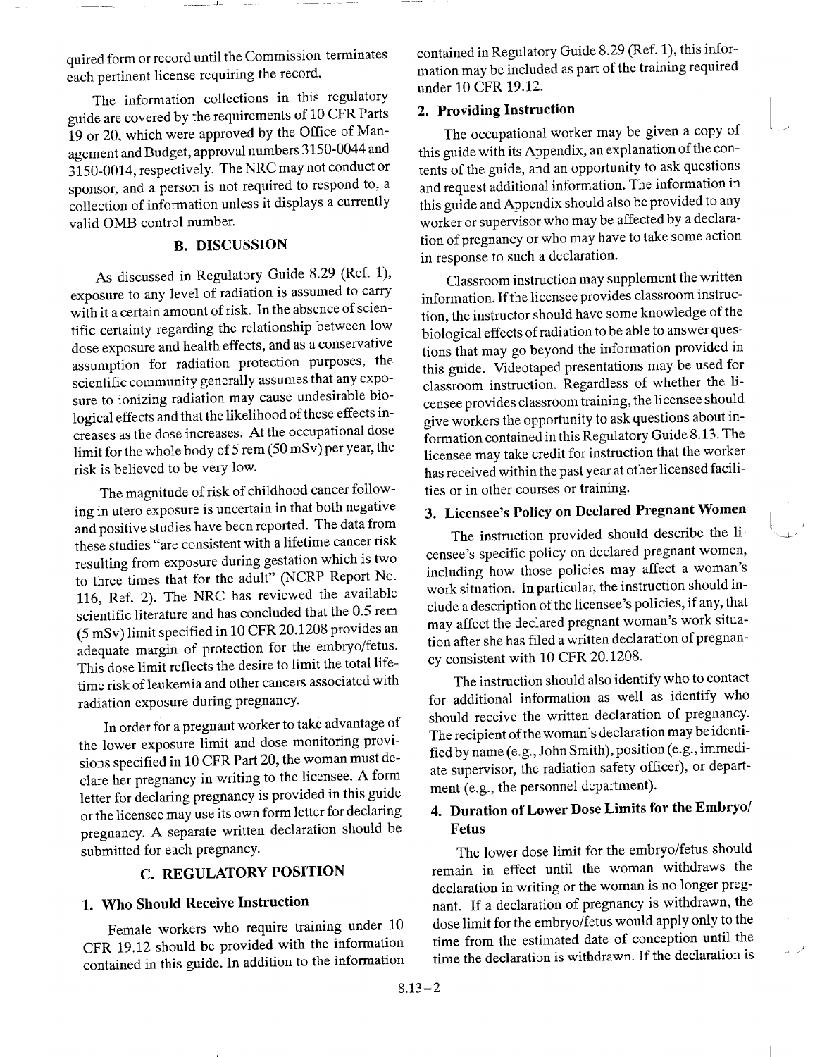quired form or record until the Commission terminates each pertinent license requiring the record.

The information collections in this regulatory guide are covered by the requirements of 10 CFR Parts 19 or 20, which were approved by the Office of Management and Budget, approval numbers 3150-0044 and 3150-0014, respectively. The NRC may not conduct or sponsor, and a person is not required to respond to, a collection of information unless it displays a currently valid OMB control number.

## B. DISCUSSION

As discussed in Regulatory Guide 8.29 (Ref. 1), exposure to any level of radiation is assumed to carry with it a certain amount of risk. In the absence of scientific certainty regarding the relationship between low dose exposure and health effects, and as a conservative assumption for radiation protection purposes, the scientific community generally assumes that any exposure to ionizing radiation may cause undesirable biological effects and that the likelihood of these effects increases as the dose increases. At the occupational dose limit for the whole body of 5 rem (50 mSv) per year, the risk is believed to be very low.

The magnitude of risk of childhood cancer following in utero exposure is uncertain in that both negative and positive studies have been reported. The data from these studies "are consistent with a lifetime cancer risk resulting from exposure during gestation which is two to three times that for the adult" (NCRP Report No. 116, Ref. 2). The NRC has reviewed the available scientific literature and has concluded that the 0.5 rem (5 mSv) limit specified in 10 CFR 20.1208 provides an adequate margin of protection for the embryo/fetus. This dose limit reflects the desire to limit the total lifetime risk of leukemia and other cancers associated with radiation exposure during pregnancy.

In order for a pregnant worker to take advantage of the lower exposure limit and dose monitoring provisions specified in 10 CFR Part 20, the woman must declare her pregnancy in writing to the licensee. A form letter for declaring pregnancy is provided in this guide or the licensee may use its own form letter for declaring pregnancy. A separate written declaration should be submitted for each pregnancy.

## C. REGULATORY POSITION

### 1. Who Should Receive Instruction

Female workers who require training under 10 CFR 19.12 should be provided with the information contained in this guide. In addition to the information contained in Regulatory Guide 8.29 (Ref. 1), this information may be included as part of the training required under 10 CFR 19.12.

### 2. Providing Instruction

The occupational worker may be given a copy of this guide with its Appendix, an explanation of the contents of the guide, and an opportunity to ask questions and request additional information. The information in this guide and Appendix should also be provided to any worker or supervisor who may be affected by a declaration of pregnancy or who may have to take some action in response to such a declaration.

Classroom instruction may supplement the written information. If the licensee provides classroom instruction, the instructor should have some knowledge of the biological effects of radiation to be able to answer questions that may go beyond the information provided in this guide. Videotaped presentations may be used for classroom instruction. Regardless of whether the licensee provides classroom training, the licensee should give workers the opportunity to ask questions about information contained in this Regulatory Guide 8.13. The licensee may take credit for instruction that the worker has received within the past year at other licensed facilities or in other courses or training.

### 3. Licensee's Policy on Declared Pregnant Women

The instruction provided should describe the licensee's specific policy on declared pregnant women, including how those policies may affect a woman's work situation. In particular, the instruction should include a description of the licensee's policies, if any, that may affect the declared pregnant woman's work situation after she has filed a written declaration of pregnancy consistent with 10 CFR 20.1208.

The instruction should also identify who to contact for additional information as well as identify who should receive the written declaration of pregnancy. The recipient of the woman's declaration may be identified by name (e.g., John Smith), position (e.g., immediate supervisor, the radiation safety officer), or department (e.g., the personnel department).

### 4. Duration of Lower Dose Limits for the Embryo/Fetus

The lower dose limit for the embryo/fetus should remain in effect until the woman withdraws the declaration in writing or the woman is no longer pregnant. If a declaration of pregnancy is withdrawn, the dose limit for the embryo/fetus would apply only to the time from the estimated date of conception until the time the declaration is withdrawn. If the declaration is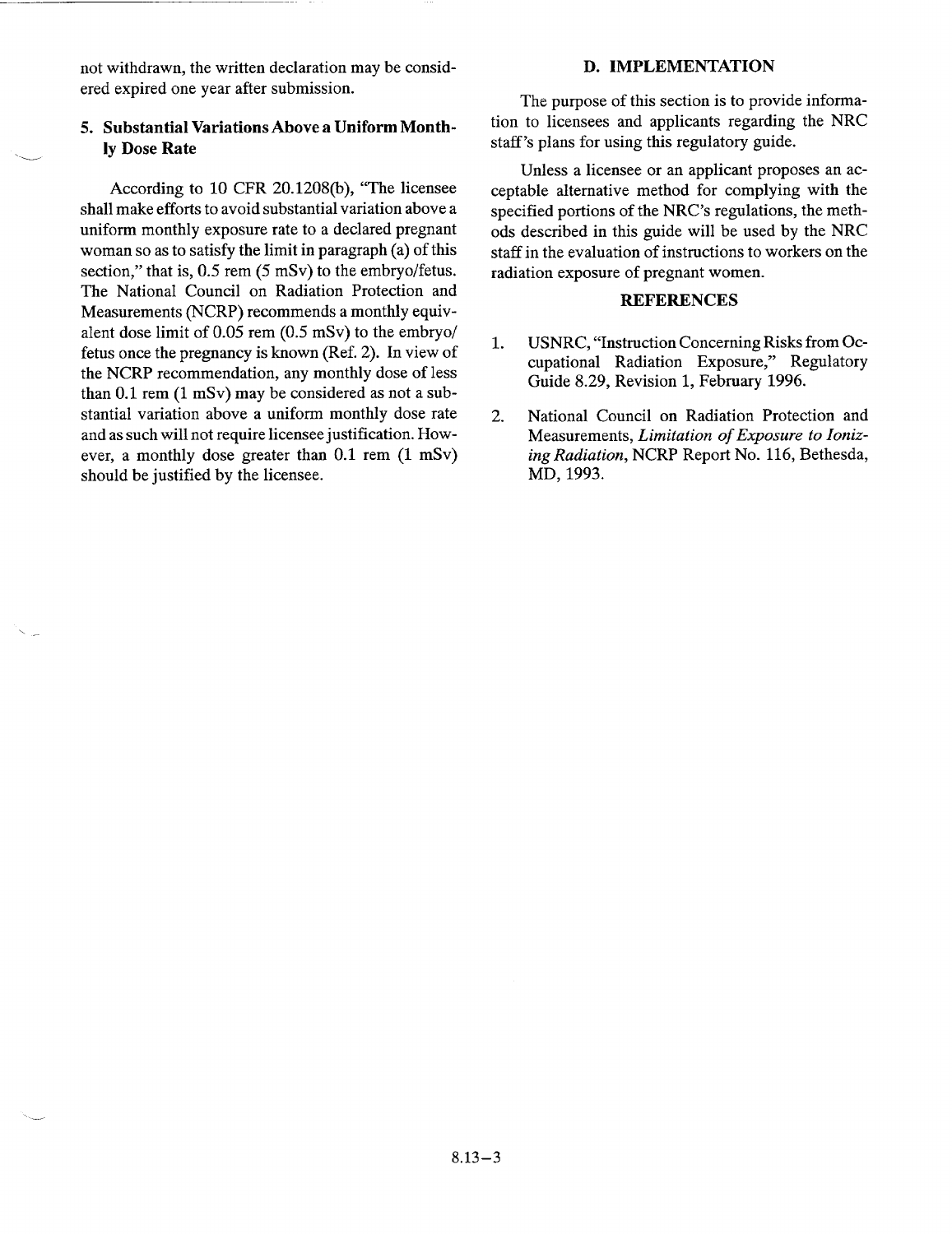not withdrawn, the written declaration may be considered expired one year after submission.

### 5. Substantial Variations Above a Uniform Monthly Dose Rate

According to 10 CFR 20.1208(b), "The licensee shall make efforts to avoid substantial variation above a uniform monthly exposure rate to a declared pregnant woman so as to satisfy the limit in paragraph (a) of this section," that is, 0.5 rem (5 mSv) to the embryo/fetus. The National Council on Radiation Protection and Measurements (NCRP) recommends a monthly equivalent dose limit of 0.05 rem (0.5 mSv) to the embryo/fetus once the pregnancy is known (Ref. 2). In view of the NCRP recommendation, any monthly dose of less than 0.1 rem (1 mSv) may be considered as not a substantial variation above a uniform monthly dose rate and as such will not require licensee justification. However, a monthly dose greater than 0.1 rem (1 mSv) should be justified by the licensee.

## D. IMPLEMENTATION

The purpose of this section is to provide information to licensees and applicants regarding the NRC staff's plans for using this regulatory guide.

Unless a licensee or an applicant proposes an acceptable alternative method for complying with the specified portions of the NRC's regulations, the methods described in this guide will be used by the NRC staff in the evaluation of instructions to workers on the radiation exposure of pregnant women.

## REFERENCES

1. USNRC, "Instruction Concerning Risks from Occupational Radiation Exposure," Regulatory Guide 8.29, Revision 1, February 1996.

2. National Council on Radiation Protection and Measurements, *Limitation of Exposure to Ionizing Radiation*, NCRP Report No. 116, Bethesda, MD, 1993.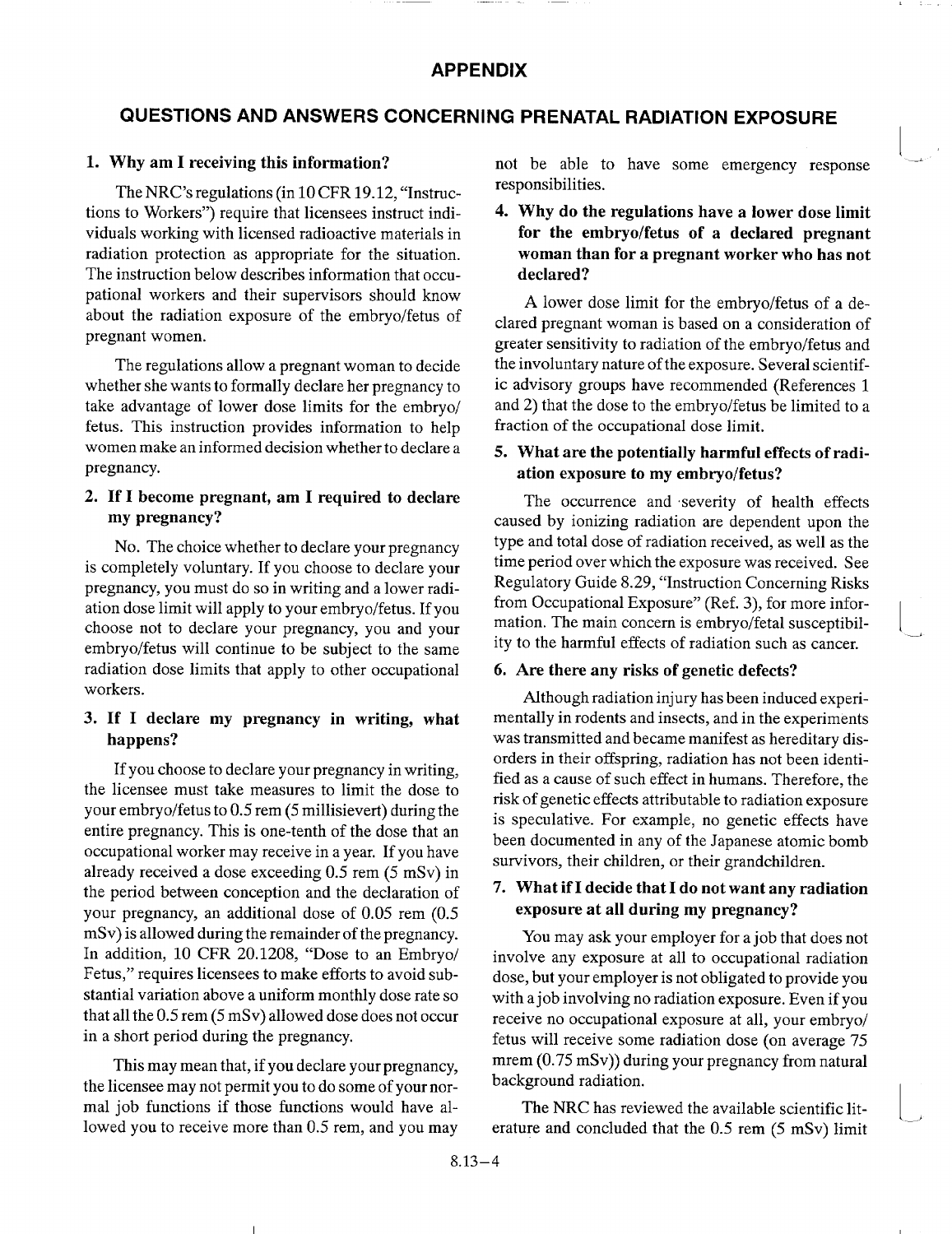# APPENDIX

## QUESTIONS AND ANSWERS CONCERNING PRENATAL RADIATION EXPOSURE

### 1. Why am I receiving this information?

The NRC's regulations (in 10 CFR 19.12, "Instructions to Workers") require that licensees instruct individuals working with licensed radioactive materials in radiation protection as appropriate for the situation. The instruction below describes information that occupational workers and their supervisors should know about the radiation exposure of the embryo/fetus of pregnant women.

The regulations allow a pregnant woman to decide whether she wants to formally declare her pregnancy to take advantage of lower dose limits for the embryo/fetus. This instruction provides information to help women make an informed decision whether to declare a pregnancy.

### 2. If I become pregnant, am I required to declare my pregnancy?

No. The choice whether to declare your pregnancy is completely voluntary. If you choose to declare your pregnancy, you must do so in writing and a lower radiation dose limit will apply to your embryo/fetus. If you choose not to declare your pregnancy, you and your embryo/fetus will continue to be subject to the same radiation dose limits that apply to other occupational workers.

### 3. If I declare my pregnancy in writing, what happens?

If you choose to declare your pregnancy in writing, the licensee must take measures to limit the dose to your embryo/fetus to 0.5 rem (5 millisievert) during the entire pregnancy. This is one-tenth of the dose that an occupational worker may receive in a year. If you have already received a dose exceeding 0.5 rem (5 mSv) in the period between conception and the declaration of your pregnancy, an additional dose of 0.05 rem (0.5 mSv) is allowed during the remainder of the pregnancy. In addition, 10 CFR 20.1208, "Dose to an Embryo/Fetus," requires licensees to make efforts to avoid substantial variation above a uniform monthly dose rate so that all the 0.5 rem (5 mSv) allowed dose does not occur in a short period during the pregnancy.

This may mean that, if you declare your pregnancy, the licensee may not permit you to do some of your normal job functions if those functions would have allowed you to receive more than 0.5 rem, and you may not be able to have some emergency response responsibilities.

### 4. Why do the regulations have a lower dose limit for the embryo/fetus of a declared pregnant woman than for a pregnant worker who has not declared?

A lower dose limit for the embryo/fetus of a declared pregnant woman is based on a consideration of greater sensitivity to radiation of the embryo/fetus and the involuntary nature of the exposure. Several scientific advisory groups have recommended (References 1 and 2) that the dose to the embryo/fetus be limited to a fraction of the occupational dose limit.

### 5. What are the potentially harmful effects of radiation exposure to my embryo/fetus?

The occurrence and severity of health effects caused by ionizing radiation are dependent upon the type and total dose of radiation received, as well as the time period over which the exposure was received. See Regulatory Guide 8.29, "Instruction Concerning Risks from Occupational Exposure" (Ref. 3), for more information. The main concern is embryo/fetal susceptibility to the harmful effects of radiation such as cancer.

### 6. Are there any risks of genetic defects?

Although radiation injury has been induced experimentally in rodents and insects, and in the experiments was transmitted and became manifest as hereditary disorders in their offspring, radiation has not been identified as a cause of such effect in humans. Therefore, the risk of genetic effects attributable to radiation exposure is speculative. For example, no genetic effects have been documented in any of the Japanese atomic bomb survivors, their children, or their grandchildren.

### 7. What if I decide that I do not want any radiation exposure at all during my pregnancy?

You may ask your employer for a job that does not involve any exposure at all to occupational radiation dose, but your employer is not obligated to provide you with a job involving no radiation exposure. Even if you receive no occupational exposure at all, your embryo/fetus will receive some radiation dose (on average 75 mrem (0.75 mSv)) during your pregnancy from natural background radiation.

The NRC has reviewed the available scientific literature and concluded that the 0.5 rem (5 mSv) limit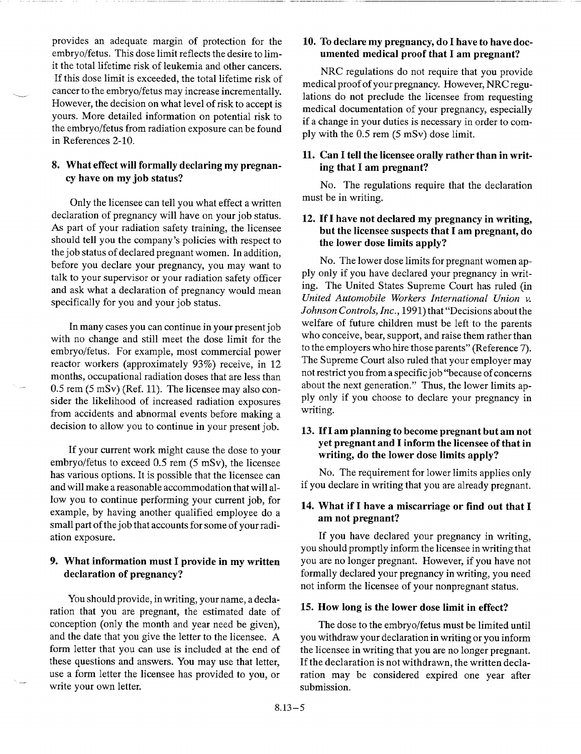provides an adequate margin of protection for the embryo/fetus. This dose limit reflects the desire to limit the total lifetime risk of leukemia and other cancers. If this dose limit is exceeded, the total lifetime risk of cancer to the embryo/fetus may increase incrementally. However, the decision on what level of risk to accept is yours. More detailed information on potential risk to the embryo/fetus from radiation exposure can be found in References 2-10.

### 8. What effect will formally declaring my pregnancy have on my job status?

Only the licensee can tell you what effect a written declaration of pregnancy will have on your job status. As part of your radiation safety training, the licensee should tell you the company's policies with respect to the job status of declared pregnant women. In addition, before you declare your pregnancy, you may want to talk to your supervisor or your radiation safety officer and ask what a declaration of pregnancy would mean specifically for you and your job status.

In many cases you can continue in your present job with no change and still meet the dose limit for the embryo/fetus. For example, most commercial power reactor workers (approximately 93%) receive, in 12 months, occupational radiation doses that are less than 0.5 rem (5 mSv) (Ref. 11). The licensee may also consider the likelihood of increased radiation exposures from accidents and abnormal events before making a decision to allow you to continue in your present job.

If your current work might cause the dose to your embryo/fetus to exceed 0.5 rem (5 mSv), the licensee has various options. It is possible that the licensee can and will make a reasonable accommodation that will allow you to continue performing your current job, for example, by having another qualified employee do a small part of the job that accounts for some of your radiation exposure.

### 9. What information must I provide in my written declaration of pregnancy?

You should provide, in writing, your name, a declaration that you are pregnant, the estimated date of conception (only the month and year need be given), and the date that you give the letter to the licensee. A form letter that you can use is included at the end of these questions and answers. You may use that letter, use a form letter the licensee has provided to you, or write your own letter.

### 10. To declare my pregnancy, do I have to have documented medical proof that I am pregnant?

NRC regulations do not require that you provide medical proof of your pregnancy. However, NRC regulations do not preclude the licensee from requesting medical documentation of your pregnancy, especially if a change in your duties is necessary in order to comply with the 0.5 rem (5 mSv) dose limit.

### 11. Can I tell the licensee orally rather than in writing that I am pregnant?

No. The regulations require that the declaration must be in writing.

### 12. If I have not declared my pregnancy in writing, but the licensee suspects that I am pregnant, do the lower dose limits apply?

No. The lower dose limits for pregnant women apply only if you have declared your pregnancy in writing. The United States Supreme Court has ruled (in *United Automobile Workers International Union v. Johnson Controls, Inc.*, 1991) that "Decisions about the welfare of future children must be left to the parents who conceive, bear, support, and raise them rather than to the employers who hire those parents" (Reference 7). The Supreme Court also ruled that your employer may not restrict you from a specific job "because of concerns about the next generation." Thus, the lower limits apply only if you choose to declare your pregnancy in writing.

### 13. If I am planning to become pregnant but am not yet pregnant and I inform the licensee of that in writing, do the lower dose limits apply?

No. The requirement for lower limits applies only if you declare in writing that you are already pregnant.

### 14. What if I have a miscarriage or find out that I am not pregnant?

If you have declared your pregnancy in writing, you should promptly inform the licensee in writing that you are no longer pregnant. However, if you have not formally declared your pregnancy in writing, you need not inform the licensee of your nonpregnant status.

### 15. How long is the lower dose limit in effect?

The dose to the embryo/fetus must be limited until you withdraw your declaration in writing or you inform the licensee in writing that you are no longer pregnant. If the declaration is not withdrawn, the written declaration may be considered expired one year after submission.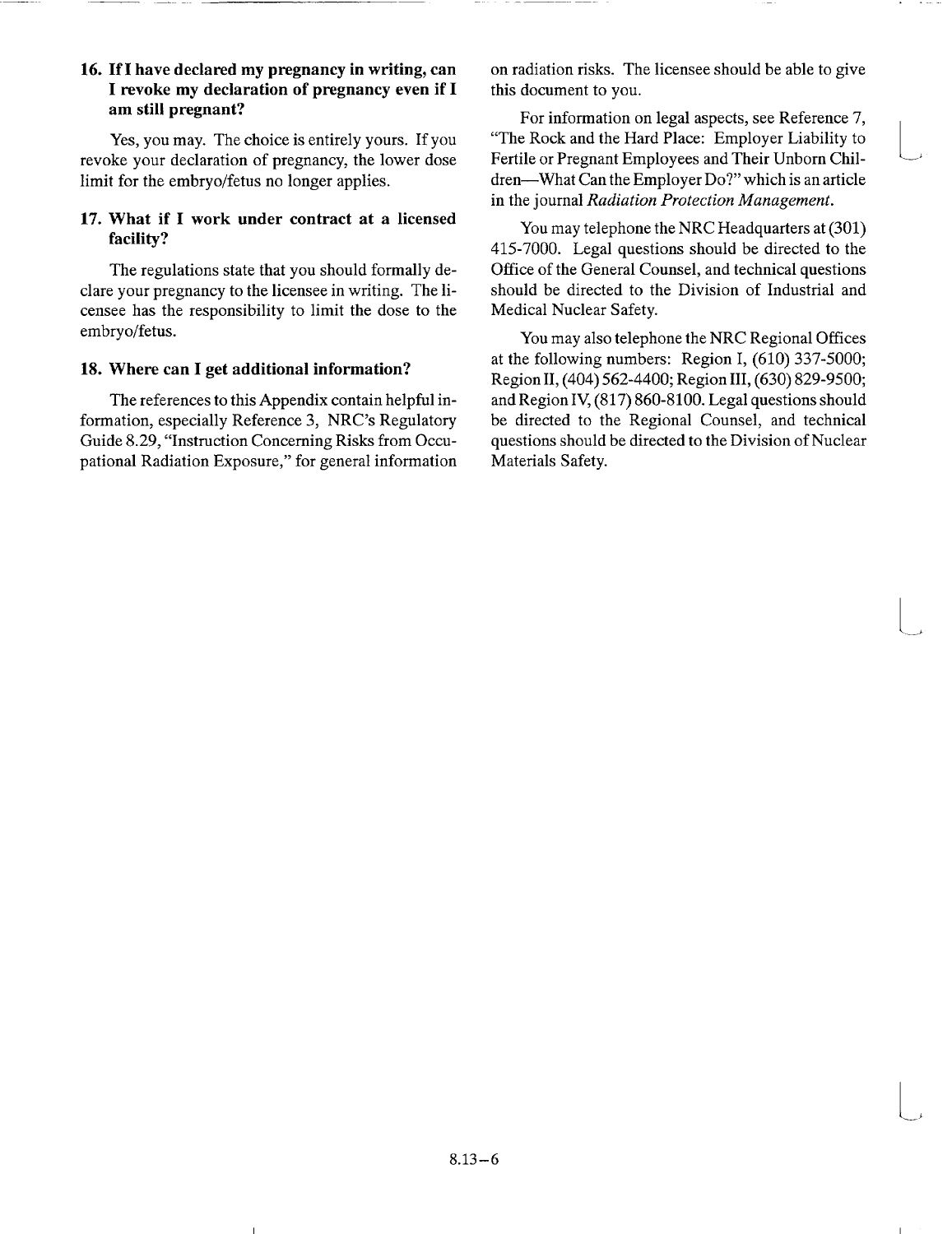### 16. If I have declared my pregnancy in writing, can I revoke my declaration of pregnancy even if I am still pregnant?

Yes, you may. The choice is entirely yours. If you revoke your declaration of pregnancy, the lower dose limit for the embryo/fetus no longer applies.

### 17. What if I work under contract at a licensed facility?

The regulations state that you should formally declare your pregnancy to the licensee in writing. The licensee has the responsibility to limit the dose to the embryo/fetus.

### 18. Where can I get additional information?

The references to this Appendix contain helpful information, especially Reference 3, NRC's Regulatory Guide 8.29, "Instruction Concerning Risks from Occupational Radiation Exposure," for general information on radiation risks. The licensee should be able to give this document to you.

For information on legal aspects, see Reference 7, "The Rock and the Hard Place: Employer Liability to Fertile or Pregnant Employees and Their Unborn Children—What Can the Employer Do?" which is an article in the journal *Radiation Protection Management.*

You may telephone the NRC Headquarters at (301) 415-7000. Legal questions should be directed to the Office of the General Counsel, and technical questions should be directed to the Division of Industrial and Medical Nuclear Safety.

You may also telephone the NRC Regional Offices at the following numbers: Region I, (610) 337-5000; Region II, (404) 562-4400; Region III, (630) 829-9500; and Region IV, (817) 860-8100. Legal questions should be directed to the Regional Counsel, and technical questions should be directed to the Division of Nuclear Materials Safety.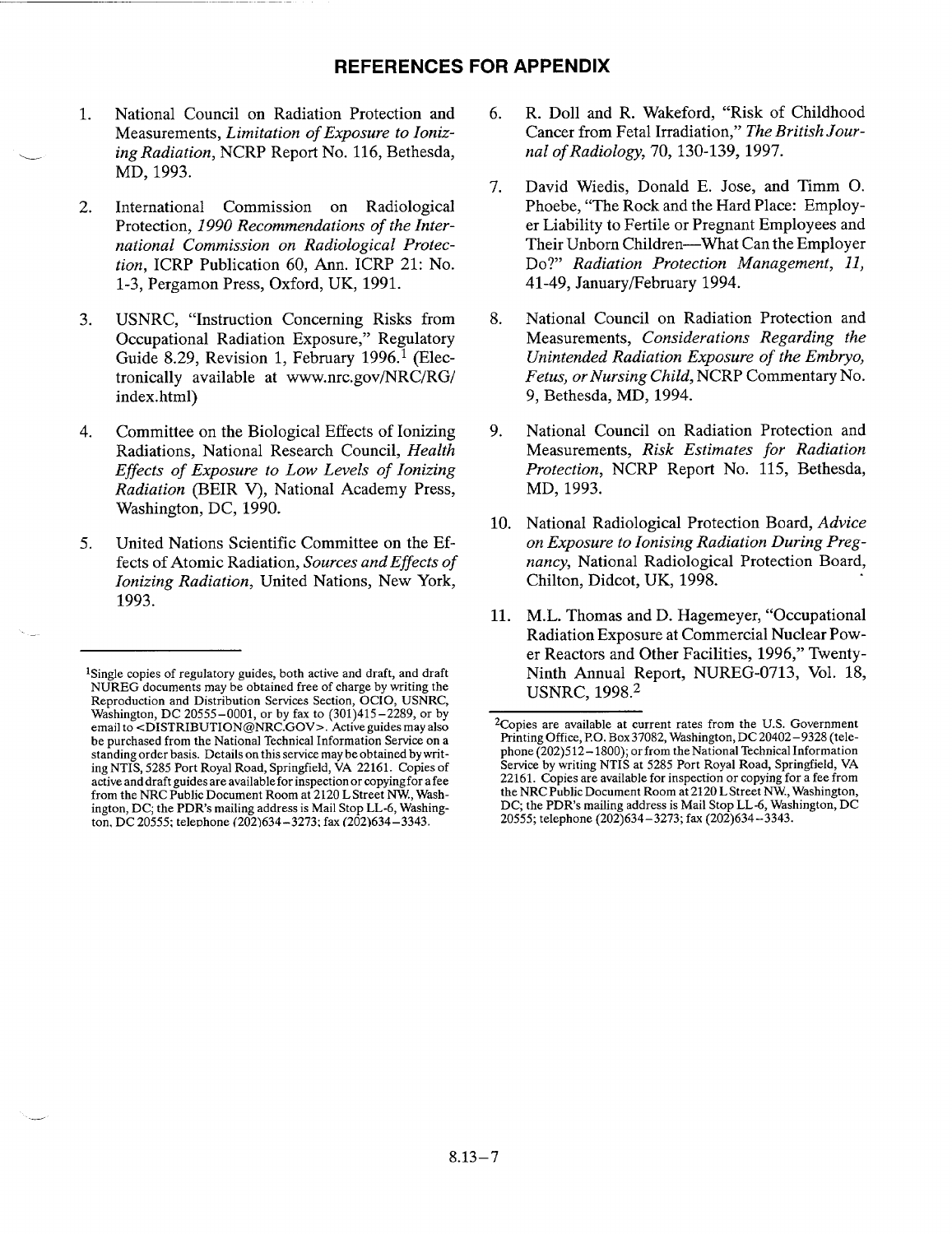## REFERENCES FOR APPENDIX

1. National Council on Radiation Protection and Measurements, *Limitation of Exposure to Ionizing Radiation*, NCRP Report No. 116, Bethesda, MD, 1993.

2. International Commission on Radiological Protection, *1990 Recommendations of the International Commission on Radiological Protection*, ICRP Publication 60, Ann. ICRP 21: No. 1-3, Pergamon Press, Oxford, UK, 1991.

3. USNRC, "Instruction Concerning Risks from Occupational Radiation Exposure," Regulatory Guide 8.29, Revision 1, February 1996.[1] (Electronically available at www.nrc.gov/NRC/RG/index.html)

4. Committee on the Biological Effects of Ionizing Radiations, National Research Council, *Health Effects of Exposure to Low Levels of Ionizing Radiation* (BEIR V), National Academy Press, Washington, DC, 1990.

5. United Nations Scientific Committee on the Effects of Atomic Radiation, *Sources and Effects of Ionizing Radiation*, United Nations, New York, 1993.

6. R. Doll and R. Wakeford, "Risk of Childhood Cancer from Fetal Irradiation," *The British Journal of Radiology*, 70, 130-139, 1997.

7. David Wiedis, Donald E. Jose, and Timm O. Phoebe, "The Rock and the Hard Place: Employer Liability to Fertile or Pregnant Employees and Their Unborn Children—What Can the Employer Do?" *Radiation Protection Management*, *11*, 41-49, January/February 1994.

8. National Council on Radiation Protection and Measurements, *Considerations Regarding the Unintended Radiation Exposure of the Embryo, Fetus, or Nursing Child*, NCRP Commentary No. 9, Bethesda, MD, 1994.

9. National Council on Radiation Protection and Measurements, *Risk Estimates for Radiation Protection*, NCRP Report No. 115, Bethesda, MD, 1993.

10. National Radiological Protection Board, *Advice on Exposure to Ionising Radiation During Pregnancy*, National Radiological Protection Board, Chilton, Didcot, UK, 1998.

11. M.L. Thomas and D. Hagemeyer, "Occupational Radiation Exposure at Commercial Nuclear Power Reactors and Other Facilities, 1996," Twenty-Ninth Annual Report, NUREG-0713, Vol. 18, USNRC, 1998.[2]

---

[1]Single copies of regulatory guides, both active and draft, and draft NUREG documents may be obtained free of charge by writing the Reproduction and Distribution Services Section, OCIO, USNRC, Washington, DC 20555-0001, or by fax to (301)415-2289, or by email to <DISTRIBUTION@NRC.GOV>. Active guides may also be purchased from the National Technical Information Service on a standing order basis. Details on this service may be obtained by writing NTIS, 5285 Port Royal Road, Springfield, VA 22161. Copies of active and draft guides are available for inspection or copying for a fee from the NRC Public Document Room at 2120 L Street NW., Washington, DC; the PDR's mailing address is Mail Stop LL-6, Washington, DC 20555; telephone (202)634-3273; fax (202)634-3343.

[2]Copies are available at current rates from the U.S. Government Printing Office, P.O. Box 37082, Washington, DC 20402-9328 (telephone (202)512-1800); or from the National Technical Information Service by writing NTIS at 5285 Port Royal Road, Springfield, VA 22161. Copies are available for inspection or copying for a fee from the NRC Public Document Room at 2120 L Street NW., Washington, DC; the PDR's mailing address is Mail Stop LL-6, Washington, DC 20555; telephone (202)634-3273; fax (202)634-3343.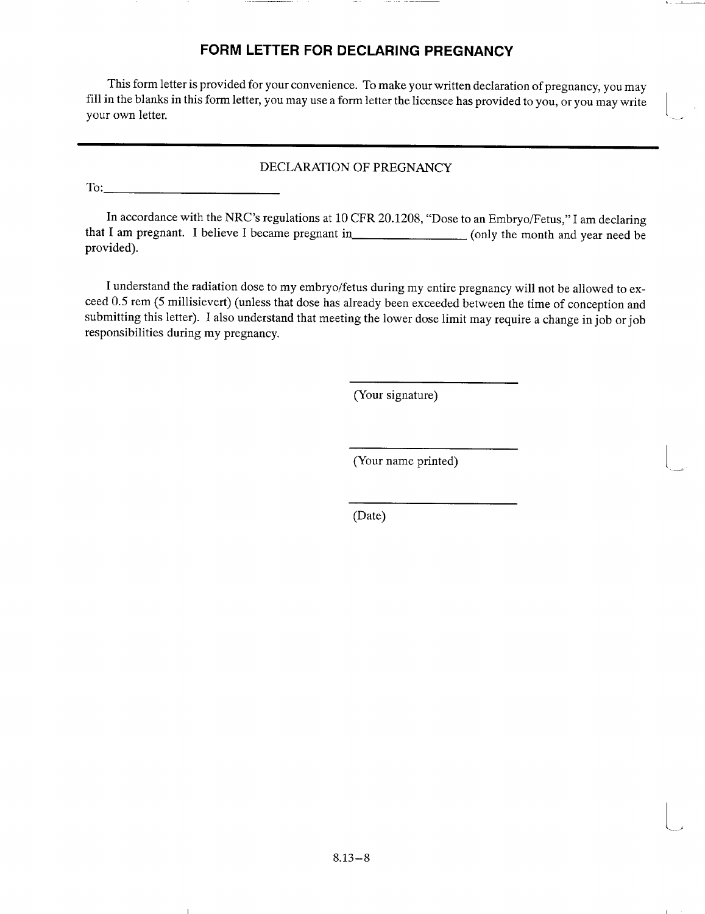# FORM LETTER FOR DECLARING PREGNANCY

This form letter is provided for your convenience. To make your written declaration of pregnancy, you may fill in the blanks in this form letter, you may use a form letter the licensee has provided to you, or you may write your own letter.

---

DECLARATION OF PREGNANCY

To:\_\_\_\_\_\_\_\_\_\_\_\_\_\_\_\_\_\_\_\_\_\_\_\_\_\_\_\_

In accordance with the NRC's regulations at 10 CFR 20.1208, "Dose to an Embryo/Fetus," I am declaring that I am pregnant. I believe I became pregnant in\_\_\_\_\_\_\_\_\_\_\_\_\_\_\_\_\_\_\_ (only the month and year need be provided).

I understand the radiation dose to my embryo/fetus during my entire pregnancy will not be allowed to exceed 0.5 rem (5 millisievert) (unless that dose has already been exceeded between the time of conception and submitting this letter). I also understand that meeting the lower dose limit may require a change in job or job responsibilities during my pregnancy.

\_\_\_\_\_\_\_\_\_\_\_\_\_\_\_\_\_\_\_\_\_\_\_\_\_\_\_\_

(Your signature)

\_\_\_\_\_\_\_\_\_\_\_\_\_\_\_\_\_\_\_\_\_\_\_\_\_\_\_\_

(Your name printed)

\_\_\_\_\_\_\_\_\_\_\_\_\_\_\_\_\_\_\_\_\_\_\_\_\_\_\_\_

(Date)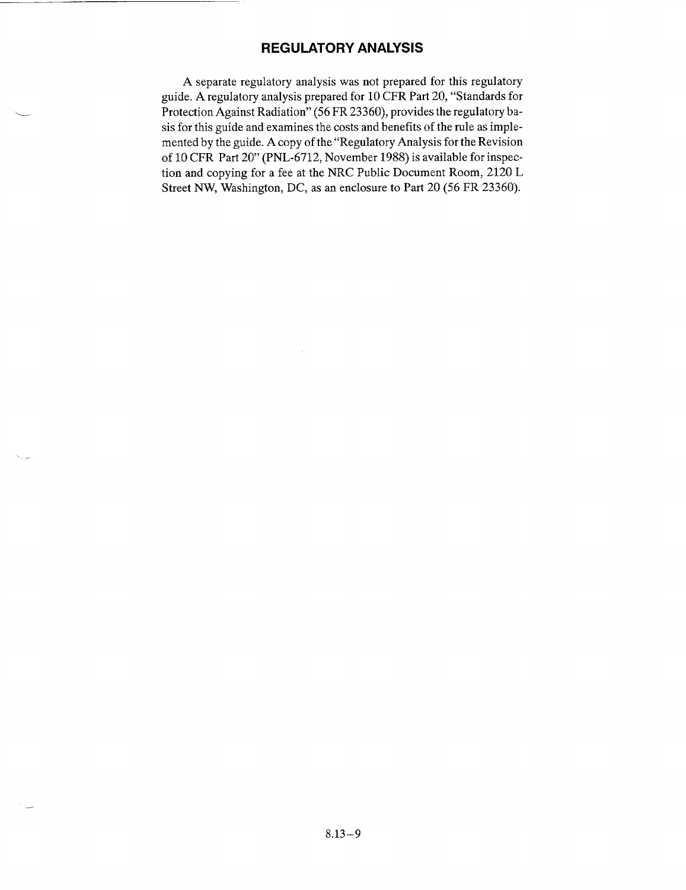## REGULATORY ANALYSIS

A separate regulatory analysis was not prepared for this regulatory guide. A regulatory analysis prepared for 10 CFR Part 20, "Standards for Protection Against Radiation" (56 FR 23360), provides the regulatory basis for this guide and examines the costs and benefits of the rule as implemented by the guide. A copy of the "Regulatory Analysis for the Revision of 10 CFR Part 20" (PNL-6712, November 1988) is available for inspection and copying for a fee at the NRC Public Document Room, 2120 L Street NW, Washington, DC, as an enclosure to Part 20 (56 FR 23360).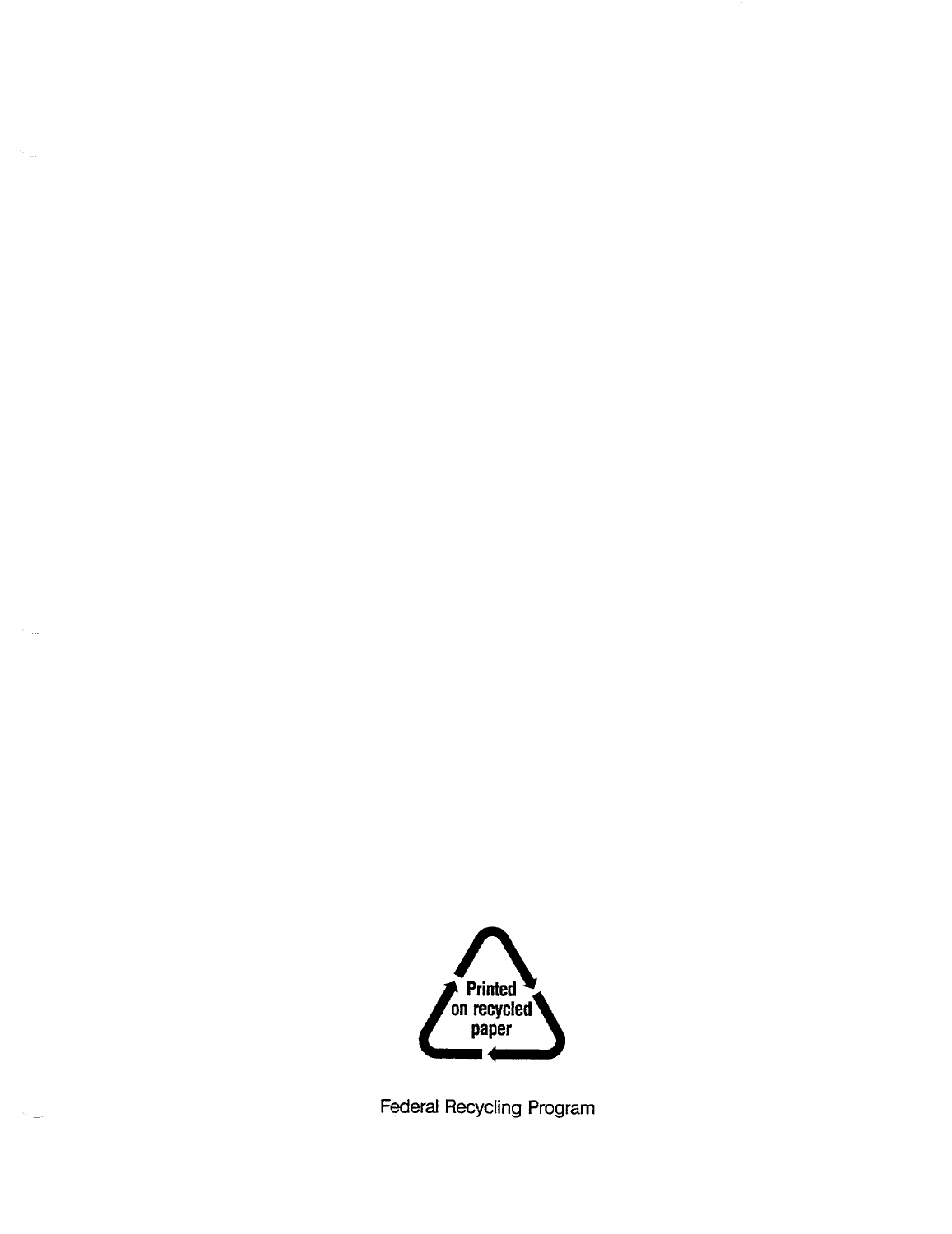Printed on recycled paper

Federal Recycling Program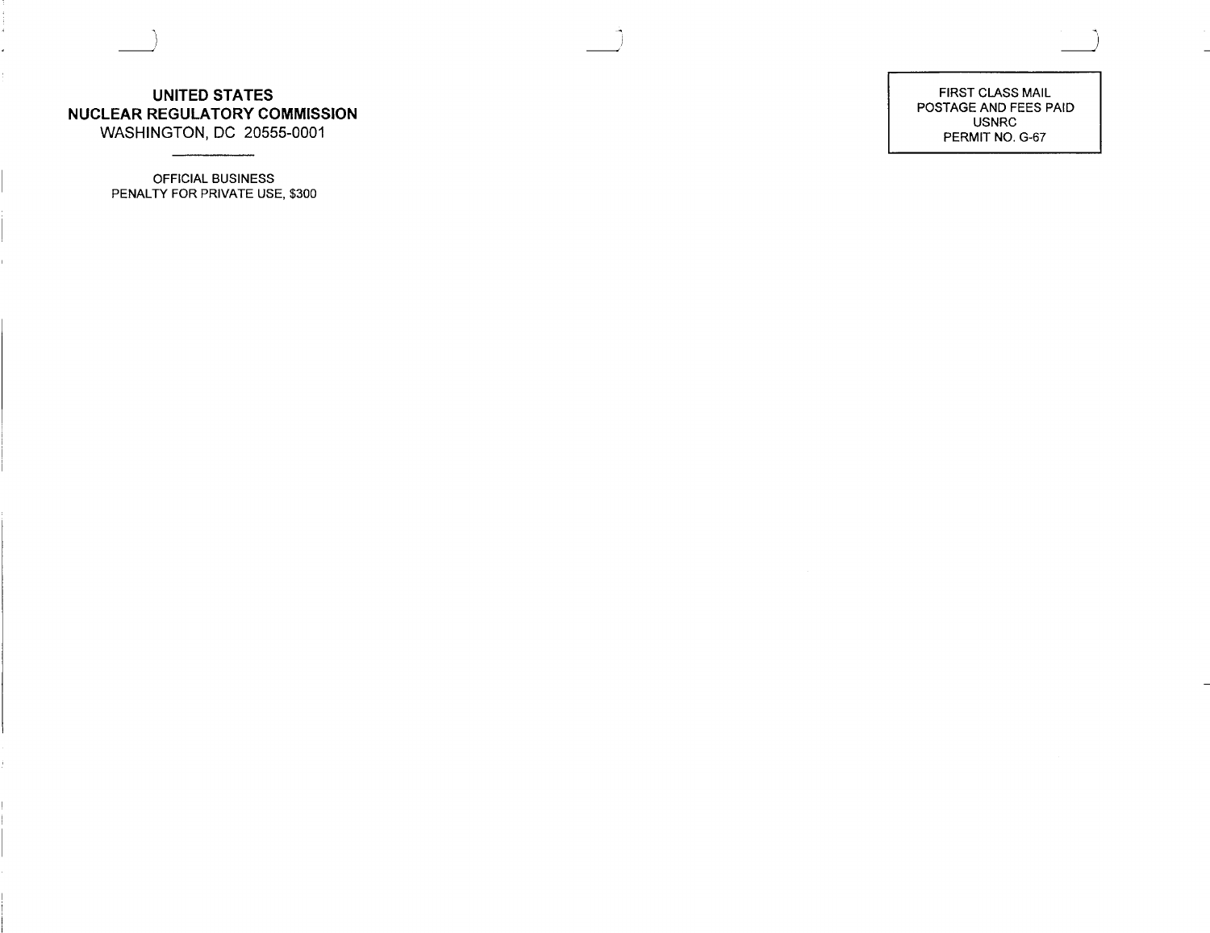**UNITED STATES**
**NUCLEAR REGULATORY COMMISSION**
WASHINGTON, DC 20555-0001

OFFICIAL BUSINESS
PENALTY FOR PRIVATE USE, $300

FIRST CLASS MAIL
POSTAGE AND FEES PAID
USNRC
PERMIT NO. G-67